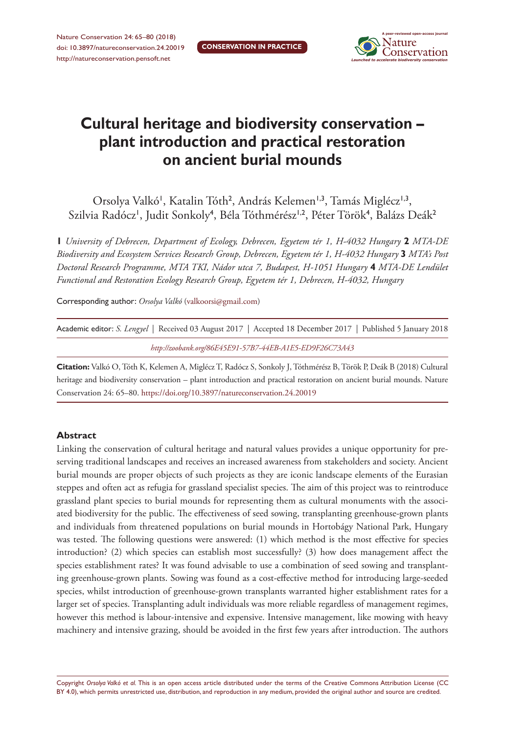CONSERVATION IN PRACTICE

# Cultural heritage and biodiversity conservation – plant introduction and practical restoration on ancient burial mounds

Orsolya Valkó[1], Katalin Tóth[2], András Kelemen[1,3], Tamás Miglécz[1,3], Szilvia Radócz[1], Judit Sonkoly[4], Béla Tóthmérész[1,2], Péter Török[4], Balázs Deák[2]

**1** *University of Debrecen, Department of Ecology, Debrecen, Egyetem tér 1, H-4032 Hungary* **2** *MTA-DE Biodiversity and Ecosystem Services Research Group, Debrecen, Egyetem tér 1, H-4032 Hungary* **3** *MTA's Post Doctoral Research Programme, MTA TKI, Nádor utca 7, Budapest, H-1051 Hungary* **4** *MTA-DE Lendület Functional and Restoration Ecology Research Group, Egyetem tér 1, Debrecen, H-4032, Hungary*

Corresponding author: *Orsolya Valkó* (valkoorsi@gmail.com)

Academic editor: *S. Lengyel* | Received 03 August 2017 | Accepted 18 December 2017 | Published 5 January 2018

*http://zoobank.org/86E45E91-57B7-44EB-A1E5-ED9F26C73A43*

**Citation:** Valkó O, Tóth K, Kelemen A, Miglécz T, Radócz S, Sonkoly J, Tóthmérész B, Török P, Deák B (2018) Cultural heritage and biodiversity conservation – plant introduction and practical restoration on ancient burial mounds. Nature Conservation 24: 65–80. https://doi.org/10.3897/natureconservation.24.20019

### Abstract

Linking the conservation of cultural heritage and natural values provides a unique opportunity for preserving traditional landscapes and receives an increased awareness from stakeholders and society. Ancient burial mounds are proper objects of such projects as they are iconic landscape elements of the Eurasian steppes and often act as refugia for grassland specialist species. The aim of this project was to reintroduce grassland plant species to burial mounds for representing them as cultural monuments with the associated biodiversity for the public. The effectiveness of seed sowing, transplanting greenhouse-grown plants and individuals from threatened populations on burial mounds in Hortobágy National Park, Hungary was tested. The following questions were answered: (1) which method is the most effective for species introduction? (2) which species can establish most successfully? (3) how does management affect the species establishment rates? It was found advisable to use a combination of seed sowing and transplanting greenhouse-grown plants. Sowing was found as a cost-effective method for introducing large-seeded species, whilst introduction of greenhouse-grown transplants warranted higher establishment rates for a larger set of species. Transplanting adult individuals was more reliable regardless of management regimes, however this method is labour-intensive and expensive. Intensive management, like mowing with heavy machinery and intensive grazing, should be avoided in the first few years after introduction. The authors

Copyright *Orsolya Valkó et al.* This is an open access article distributed under the terms of the Creative Commons Attribution License (CC BY 4.0), which permits unrestricted use, distribution, and reproduction in any medium, provided the original author and source are credited.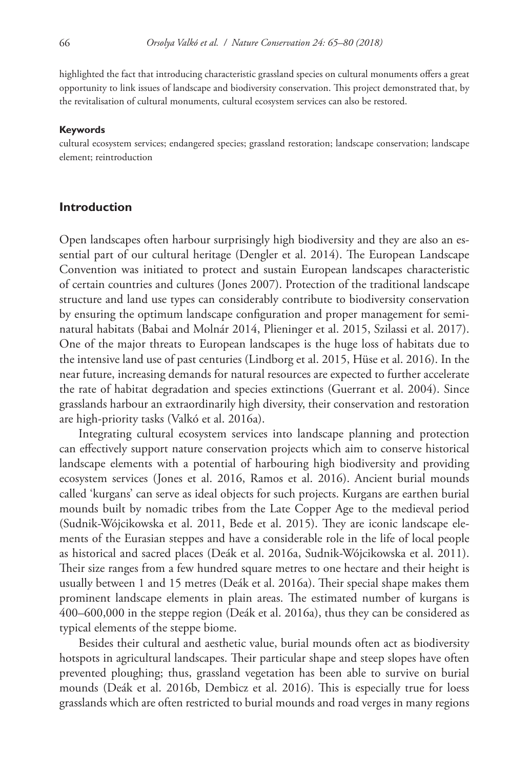highlighted the fact that introducing characteristic grassland species on cultural monuments offers a great opportunity to link issues of landscape and biodiversity conservation. This project demonstrated that, by the revitalisation of cultural monuments, cultural ecosystem services can also be restored.

#### Keywords

cultural ecosystem services; endangered species; grassland restoration; landscape conservation; landscape element; reintroduction

## Introduction

Open landscapes often harbour surprisingly high biodiversity and they are also an essential part of our cultural heritage (Dengler et al. 2014). The European Landscape Convention was initiated to protect and sustain European landscapes characteristic of certain countries and cultures (Jones 2007). Protection of the traditional landscape structure and land use types can considerably contribute to biodiversity conservation by ensuring the optimum landscape configuration and proper management for semi-natural habitats (Babai and Molnár 2014, Plieninger et al. 2015, Szilassi et al. 2017). One of the major threats to European landscapes is the huge loss of habitats due to the intensive land use of past centuries (Lindborg et al. 2015, Hüse et al. 2016). In the near future, increasing demands for natural resources are expected to further accelerate the rate of habitat degradation and species extinctions (Guerrant et al. 2004). Since grasslands harbour an extraordinarily high diversity, their conservation and restoration are high-priority tasks (Valkó et al. 2016a).

Integrating cultural ecosystem services into landscape planning and protection can effectively support nature conservation projects which aim to conserve historical landscape elements with a potential of harbouring high biodiversity and providing ecosystem services (Jones et al. 2016, Ramos et al. 2016). Ancient burial mounds called 'kurgans' can serve as ideal objects for such projects. Kurgans are earthen burial mounds built by nomadic tribes from the Late Copper Age to the medieval period (Sudnik-Wójcikowska et al. 2011, Bede et al. 2015). They are iconic landscape elements of the Eurasian steppes and have a considerable role in the life of local people as historical and sacred places (Deák et al. 2016a, Sudnik-Wójcikowska et al. 2011). Their size ranges from a few hundred square metres to one hectare and their height is usually between 1 and 15 metres (Deák et al. 2016a). Their special shape makes them prominent landscape elements in plain areas. The estimated number of kurgans is 400–600,000 in the steppe region (Deák et al. 2016a), thus they can be considered as typical elements of the steppe biome.

Besides their cultural and aesthetic value, burial mounds often act as biodiversity hotspots in agricultural landscapes. Their particular shape and steep slopes have often prevented ploughing; thus, grassland vegetation has been able to survive on burial mounds (Deák et al. 2016b, Dembicz et al. 2016). This is especially true for loess grasslands which are often restricted to burial mounds and road verges in many regions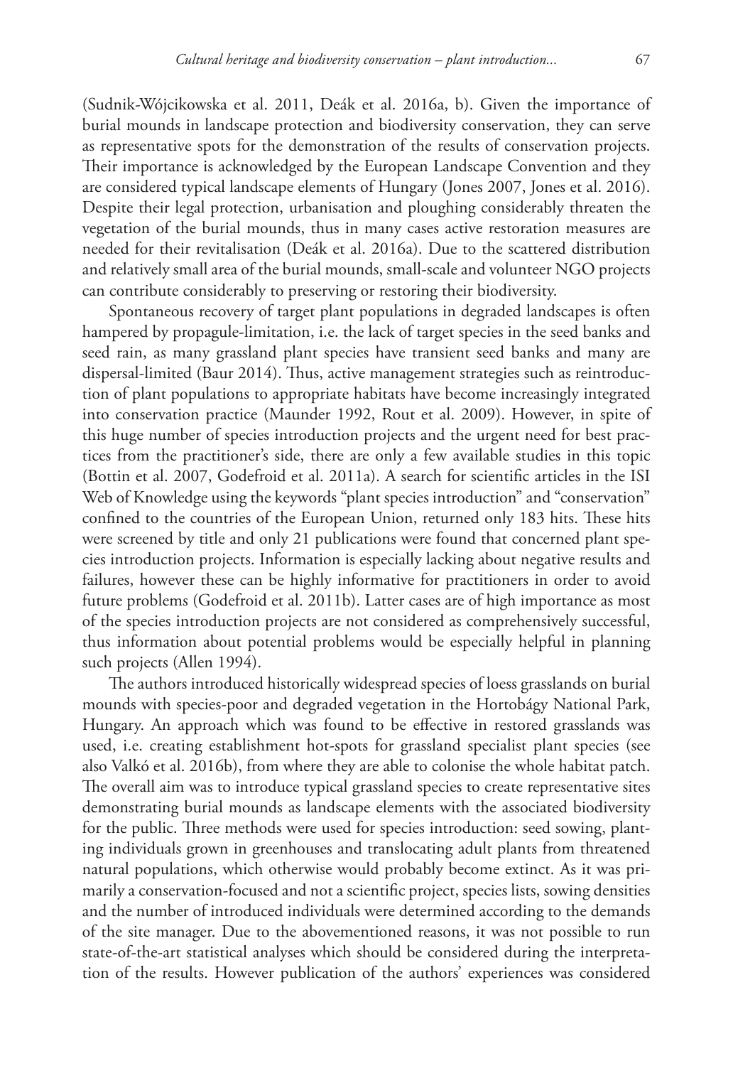(Sudnik-Wójcikowska et al. 2011, Deák et al. 2016a, b). Given the importance of burial mounds in landscape protection and biodiversity conservation, they can serve as representative spots for the demonstration of the results of conservation projects. Their importance is acknowledged by the European Landscape Convention and they are considered typical landscape elements of Hungary (Jones 2007, Jones et al. 2016). Despite their legal protection, urbanisation and ploughing considerably threaten the vegetation of the burial mounds, thus in many cases active restoration measures are needed for their revitalisation (Deák et al. 2016a). Due to the scattered distribution and relatively small area of the burial mounds, small-scale and volunteer NGO projects can contribute considerably to preserving or restoring their biodiversity.

Spontaneous recovery of target plant populations in degraded landscapes is often hampered by propagule-limitation, i.e. the lack of target species in the seed banks and seed rain, as many grassland plant species have transient seed banks and many are dispersal-limited (Baur 2014). Thus, active management strategies such as reintroduction of plant populations to appropriate habitats have become increasingly integrated into conservation practice (Maunder 1992, Rout et al. 2009). However, in spite of this huge number of species introduction projects and the urgent need for best practices from the practitioner's side, there are only a few available studies in this topic (Bottin et al. 2007, Godefroid et al. 2011a). A search for scientific articles in the ISI Web of Knowledge using the keywords "plant species introduction" and "conservation" confined to the countries of the European Union, returned only 183 hits. These hits were screened by title and only 21 publications were found that concerned plant species introduction projects. Information is especially lacking about negative results and failures, however these can be highly informative for practitioners in order to avoid future problems (Godefroid et al. 2011b). Latter cases are of high importance as most of the species introduction projects are not considered as comprehensively successful, thus information about potential problems would be especially helpful in planning such projects (Allen 1994).

The authors introduced historically widespread species of loess grasslands on burial mounds with species-poor and degraded vegetation in the Hortobágy National Park, Hungary. An approach which was found to be effective in restored grasslands was used, i.e. creating establishment hot-spots for grassland specialist plant species (see also Valkó et al. 2016b), from where they are able to colonise the whole habitat patch. The overall aim was to introduce typical grassland species to create representative sites demonstrating burial mounds as landscape elements with the associated biodiversity for the public. Three methods were used for species introduction: seed sowing, planting individuals grown in greenhouses and translocating adult plants from threatened natural populations, which otherwise would probably become extinct. As it was primarily a conservation-focused and not a scientific project, species lists, sowing densities and the number of introduced individuals were determined according to the demands of the site manager. Due to the abovementioned reasons, it was not possible to run state-of-the-art statistical analyses which should be considered during the interpretation of the results. However publication of the authors' experiences was considered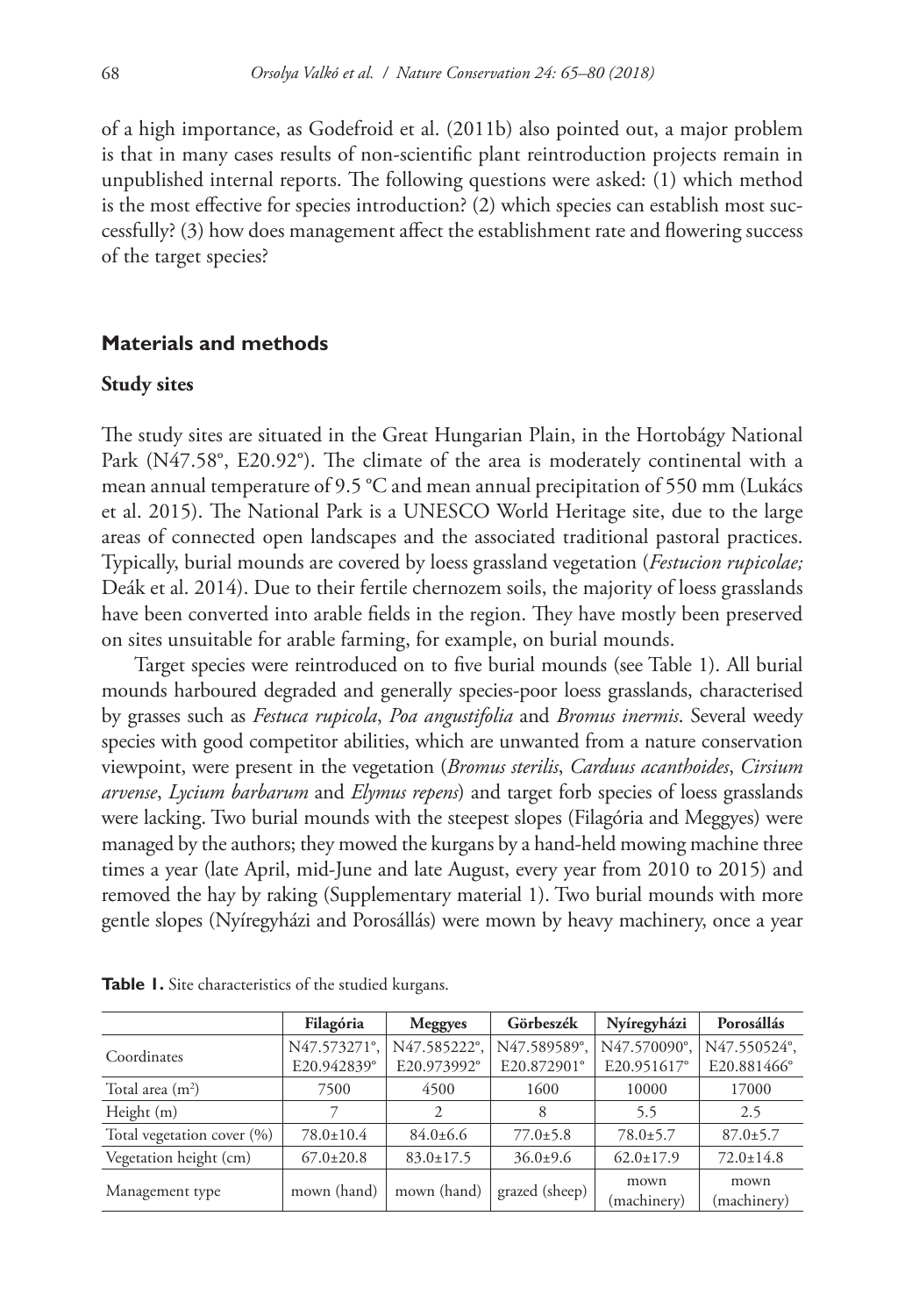of a high importance, as Godefroid et al. (2011b) also pointed out, a major problem is that in many cases results of non-scientific plant reintroduction projects remain in unpublished internal reports. The following questions were asked: (1) which method is the most effective for species introduction? (2) which species can establish most successfully? (3) how does management affect the establishment rate and flowering success of the target species?

## Materials and methods

### Study sites

The study sites are situated in the Great Hungarian Plain, in the Hortobágy National Park (N47.58°, E20.92°). The climate of the area is moderately continental with a mean annual temperature of 9.5 °C and mean annual precipitation of 550 mm (Lukács et al. 2015). The National Park is a UNESCO World Heritage site, due to the large areas of connected open landscapes and the associated traditional pastoral practices. Typically, burial mounds are covered by loess grassland vegetation (*Festucion rupicolae;* Deák et al. 2014). Due to their fertile chernozem soils, the majority of loess grasslands have been converted into arable fields in the region. They have mostly been preserved on sites unsuitable for arable farming, for example, on burial mounds.

Target species were reintroduced on to five burial mounds (see Table 1). All burial mounds harboured degraded and generally species-poor loess grasslands, characterised by grasses such as *Festuca rupicola*, *Poa angustifolia* and *Bromus inermis*. Several weedy species with good competitor abilities, which are unwanted from a nature conservation viewpoint, were present in the vegetation (*Bromus sterilis*, *Carduus acanthoides*, *Cirsium arvense*, *Lycium barbarum* and *Elymus repens*) and target forb species of loess grasslands were lacking. Two burial mounds with the steepest slopes (Filagória and Meggyes) were managed by the authors; they mowed the kurgans by a hand-held mowing machine three times a year (late April, mid-June and late August, every year from 2010 to 2015) and removed the hay by raking (Supplementary material 1). Two burial mounds with more gentle slopes (Nyíregyházi and Porosállás) were mown by heavy machinery, once a year

**Table 1.** Site characteristics of the studied kurgans.

| | Filagória | Meggyes | Görbeszék | Nyíregyházi | Porosállás |
|---|---|---|---|---|---|
| Coordinates | N47.573271°, E20.942839° | N47.585222°, E20.973992° | N47.589589°, E20.872901° | N47.570090°, E20.951617° | N47.550524°, E20.881466° |
| Total area (m²) | 7500 | 4500 | 1600 | 10000 | 17000 |
| Height (m) | 7 | 2 | 8 | 5.5 | 2.5 |
| Total vegetation cover (%) | 78.0±10.4 | 84.0±6.6 | 77.0±5.8 | 78.0±5.7 | 87.0±5.7 |
| Vegetation height (cm) | 67.0±20.8 | 83.0±17.5 | 36.0±9.6 | 62.0±17.9 | 72.0±14.8 |
| Management type | mown (hand) | mown (hand) | grazed (sheep) | mown (machinery) | mown (machinery) |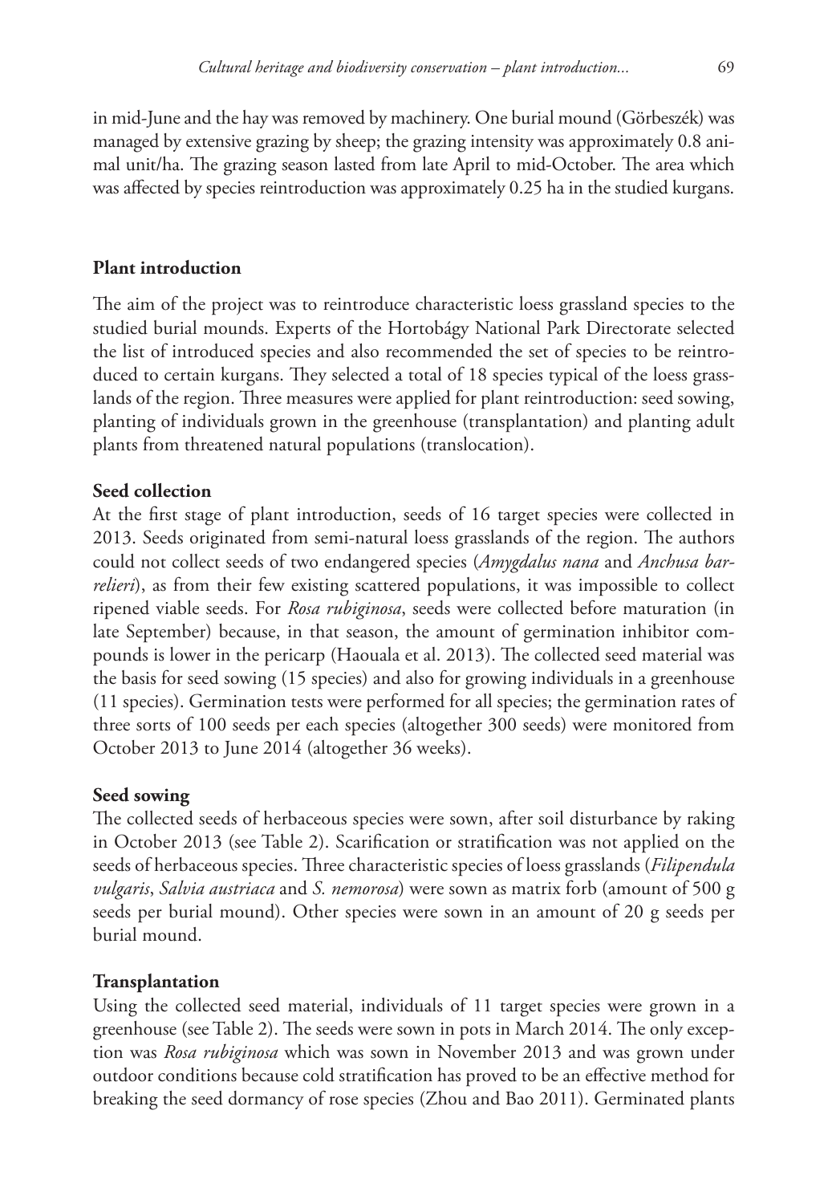in mid-June and the hay was removed by machinery. One burial mound (Görbeszék) was managed by extensive grazing by sheep; the grazing intensity was approximately 0.8 animal unit/ha. The grazing season lasted from late April to mid-October. The area which was affected by species reintroduction was approximately 0.25 ha in the studied kurgans.

## Plant introduction

The aim of the project was to reintroduce characteristic loess grassland species to the studied burial mounds. Experts of the Hortobágy National Park Directorate selected the list of introduced species and also recommended the set of species to be reintroduced to certain kurgans. They selected a total of 18 species typical of the loess grasslands of the region. Three measures were applied for plant reintroduction: seed sowing, planting of individuals grown in the greenhouse (transplantation) and planting adult plants from threatened natural populations (translocation).

### Seed collection

At the first stage of plant introduction, seeds of 16 target species were collected in 2013. Seeds originated from semi-natural loess grasslands of the region. The authors could not collect seeds of two endangered species (*Amygdalus nana* and *Anchusa barrelieri*), as from their few existing scattered populations, it was impossible to collect ripened viable seeds. For *Rosa rubiginosa*, seeds were collected before maturation (in late September) because, in that season, the amount of germination inhibitor compounds is lower in the pericarp (Haouala et al. 2013). The collected seed material was the basis for seed sowing (15 species) and also for growing individuals in a greenhouse (11 species). Germination tests were performed for all species; the germination rates of three sorts of 100 seeds per each species (altogether 300 seeds) were monitored from October 2013 to June 2014 (altogether 36 weeks).

### Seed sowing

The collected seeds of herbaceous species were sown, after soil disturbance by raking in October 2013 (see Table 2). Scarification or stratification was not applied on the seeds of herbaceous species. Three characteristic species of loess grasslands (*Filipendula vulgaris*, *Salvia austriaca* and *S. nemorosa*) were sown as matrix forb (amount of 500 g seeds per burial mound). Other species were sown in an amount of 20 g seeds per burial mound.

### Transplantation

Using the collected seed material, individuals of 11 target species were grown in a greenhouse (see Table 2). The seeds were sown in pots in March 2014. The only exception was *Rosa rubiginosa* which was sown in November 2013 and was grown under outdoor conditions because cold stratification has proved to be an effective method for breaking the seed dormancy of rose species (Zhou and Bao 2011). Germinated plants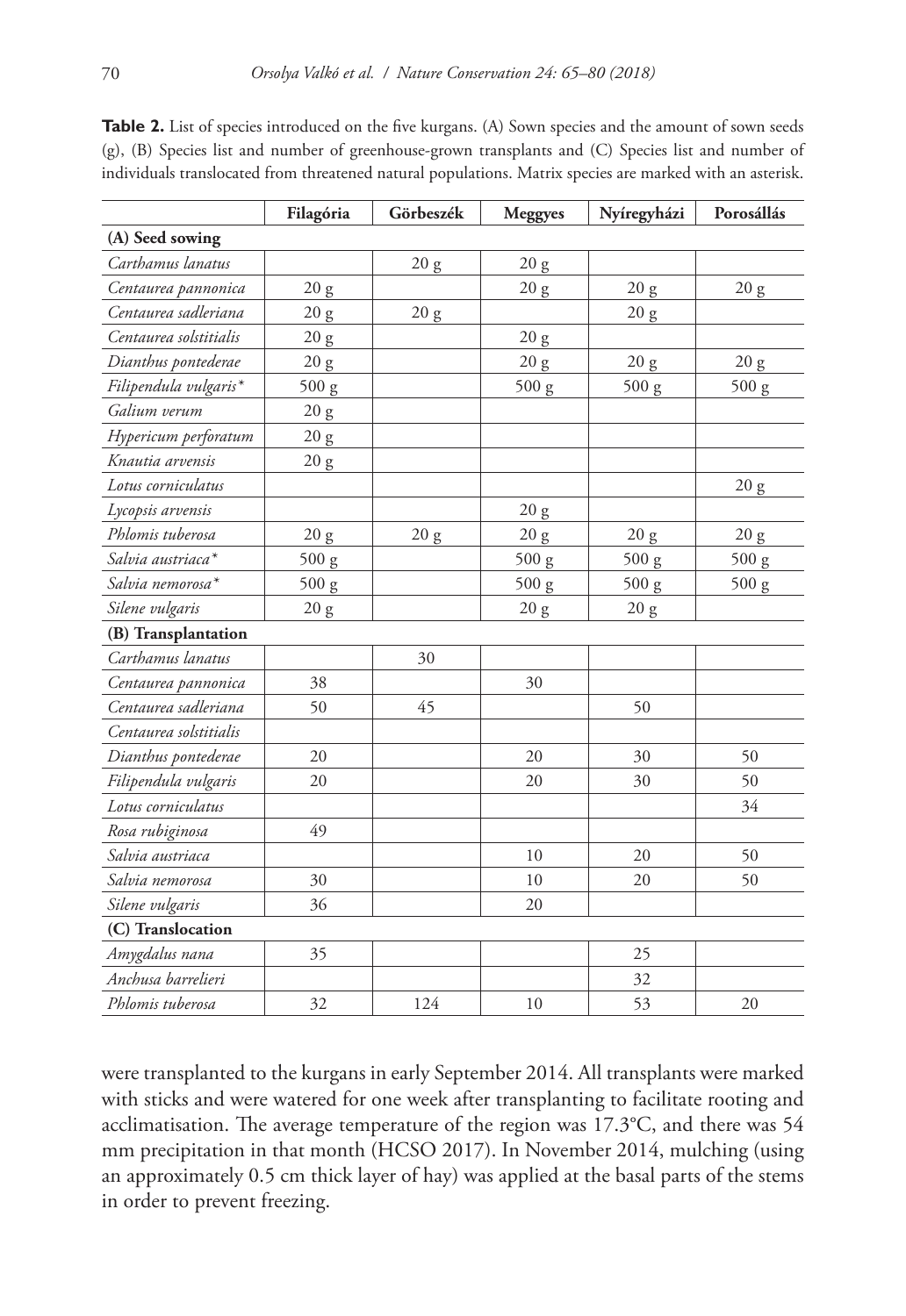**Table 2.** List of species introduced on the five kurgans. (A) Sown species and the amount of sown seeds (g), (B) Species list and number of greenhouse-grown transplants and (C) Species list and number of individuals translocated from threatened natural populations. Matrix species are marked with an asterisk.

| | Filagória | Görbeszék | Meggyes | Nyíregyházi | Porosállás |
|---|---|---|---|---|---|
| **(A) Seed sowing** | | | | | |
| *Carthamus lanatus* | | 20 g | 20 g | | |
| *Centaurea pannonica* | 20 g | | 20 g | 20 g | 20 g |
| *Centaurea sadleriana* | 20 g | 20 g | | 20 g | |
| *Centaurea solstitialis* | 20 g | | 20 g | | |
| *Dianthus pontederae* | 20 g | | 20 g | 20 g | 20 g |
| *Filipendula vulgaris** | 500 g | | 500 g | 500 g | 500 g |
| *Galium verum* | 20 g | | | | |
| *Hypericum perforatum* | 20 g | | | | |
| *Knautia arvensis* | 20 g | | | | |
| *Lotus corniculatus* | | | | | 20 g |
| *Lycopsis arvensis* | | | 20 g | | |
| *Phlomis tuberosa* | 20 g | 20 g | 20 g | 20 g | 20 g |
| *Salvia austriaca** | 500 g | | 500 g | 500 g | 500 g |
| *Salvia nemorosa** | 500 g | | 500 g | 500 g | 500 g |
| *Silene vulgaris* | 20 g | | 20 g | 20 g | |
| **(B) Transplantation** | | | | | |
| *Carthamus lanatus* | | 30 | | | |
| *Centaurea pannonica* | 38 | | 30 | | |
| *Centaurea sadleriana* | 50 | 45 | | 50 | |
| *Centaurea solstitialis* | | | | | |
| *Dianthus pontederae* | 20 | | 20 | 30 | 50 |
| *Filipendula vulgaris* | 20 | | 20 | 30 | 50 |
| *Lotus corniculatus* | | | | | 34 |
| *Rosa rubiginosa* | 49 | | | | |
| *Salvia austriaca* | | | 10 | 20 | 50 |
| *Salvia nemorosa* | 30 | | 10 | 20 | 50 |
| *Silene vulgaris* | 36 | | 20 | | |
| **(C) Translocation** | | | | | |
| *Amygdalus nana* | 35 | | | 25 | |
| *Anchusa barrelieri* | | | | 32 | |
| *Phlomis tuberosa* | 32 | 124 | 10 | 53 | 20 |

were transplanted to the kurgans in early September 2014. All transplants were marked with sticks and were watered for one week after transplanting to facilitate rooting and acclimatisation. The average temperature of the region was 17.3°C, and there was 54 mm precipitation in that month (HCSO 2017). In November 2014, mulching (using an approximately 0.5 cm thick layer of hay) was applied at the basal parts of the stems in order to prevent freezing.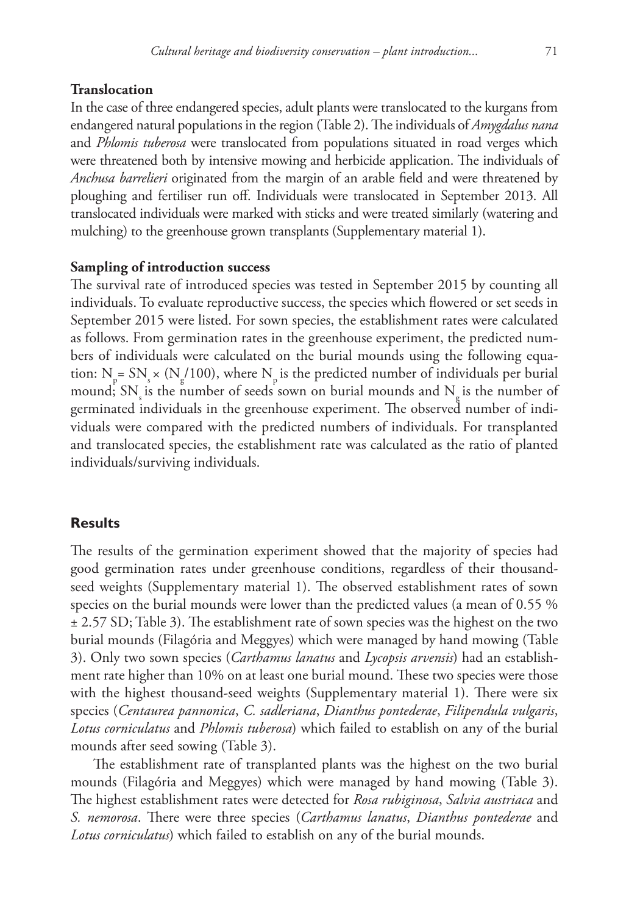**Translocation**

In the case of three endangered species, adult plants were translocated to the kurgans from endangered natural populations in the region (Table 2). The individuals of *Amygdalus nana* and *Phlomis tuberosa* were translocated from populations situated in road verges which were threatened both by intensive mowing and herbicide application. The individuals of *Anchusa barrelieri* originated from the margin of an arable field and were threatened by ploughing and fertiliser run off. Individuals were translocated in September 2013. All translocated individuals were marked with sticks and were treated similarly (watering and mulching) to the greenhouse grown transplants (Supplementary material 1).

**Sampling of introduction success**

The survival rate of introduced species was tested in September 2015 by counting all individuals. To evaluate reproductive success, the species which flowered or set seeds in September 2015 were listed. For sown species, the establishment rates were calculated as follows. From germination rates in the greenhouse experiment, the predicted numbers of individuals were calculated on the burial mounds using the following equation: $N_p = SN_s \times (N_g/100)$, where $N_p$ is the predicted number of individuals per burial mound; $SN_s$ is the number of seeds sown on burial mounds and $N_g$ is the number of germinated individuals in the greenhouse experiment. The observed number of individuals were compared with the predicted numbers of individuals. For transplanted and translocated species, the establishment rate was calculated as the ratio of planted individuals/surviving individuals.

## Results

The results of the germination experiment showed that the majority of species had good germination rates under greenhouse conditions, regardless of their thousand-seed weights (Supplementary material 1). The observed establishment rates of sown species on the burial mounds were lower than the predicted values (a mean of 0.55 % ± 2.57 SD; Table 3). The establishment rate of sown species was the highest on the two burial mounds (Filagória and Meggyes) which were managed by hand mowing (Table 3). Only two sown species (*Carthamus lanatus* and *Lycopsis arvensis*) had an establishment rate higher than 10% on at least one burial mound. These two species were those with the highest thousand-seed weights (Supplementary material 1). There were six species (*Centaurea pannonica*, *C. sadleriana*, *Dianthus pontederae*, *Filipendula vulgaris*, *Lotus corniculatus* and *Phlomis tuberosa*) which failed to establish on any of the burial mounds after seed sowing (Table 3).

The establishment rate of transplanted plants was the highest on the two burial mounds (Filagória and Meggyes) which were managed by hand mowing (Table 3). The highest establishment rates were detected for *Rosa rubiginosa*, *Salvia austriaca* and *S. nemorosa*. There were three species (*Carthamus lanatus*, *Dianthus pontederae* and *Lotus corniculatus*) which failed to establish on any of the burial mounds.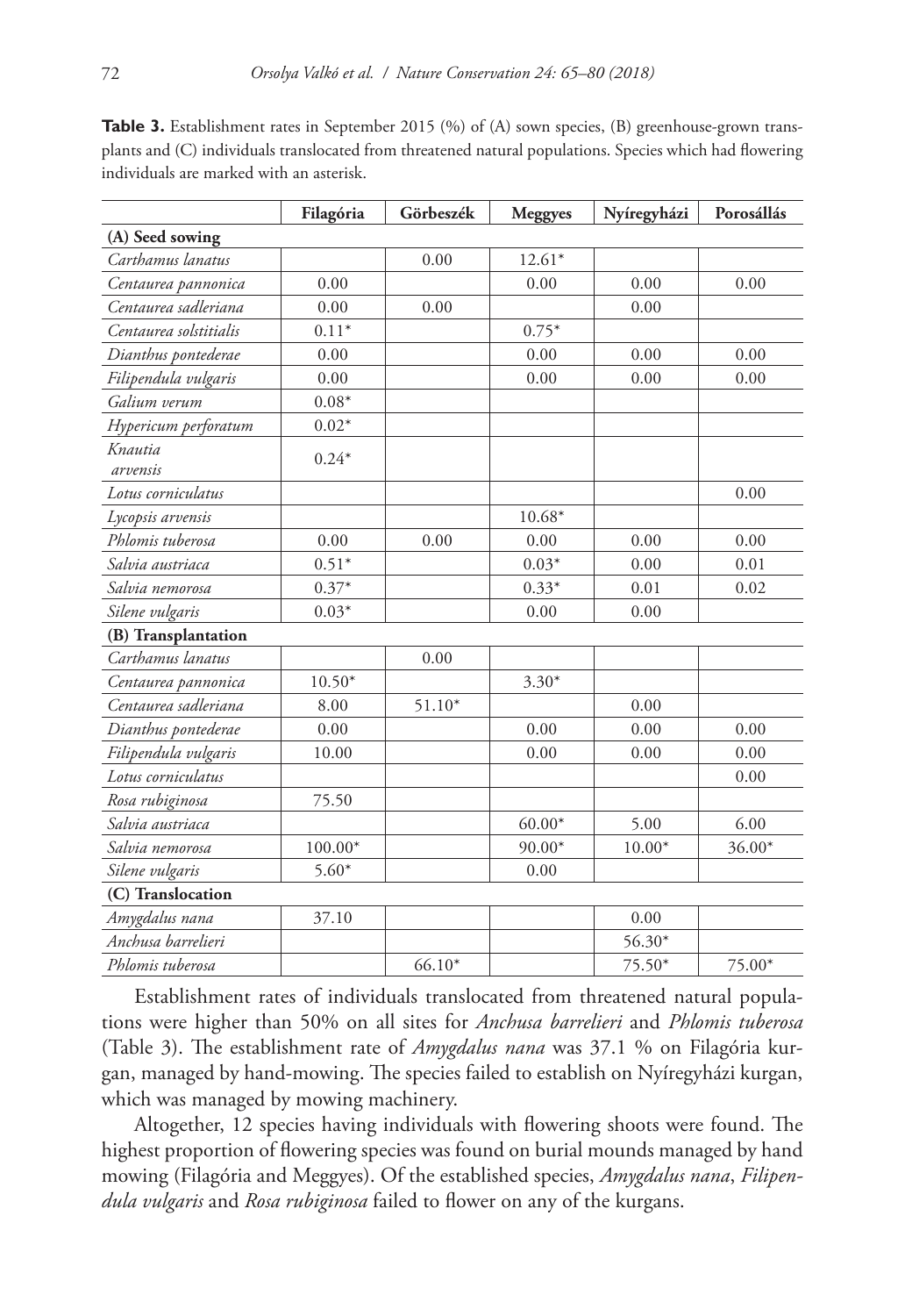**Table 3.** Establishment rates in September 2015 (%) of (A) sown species, (B) greenhouse-grown transplants and (C) individuals translocated from threatened natural populations. Species which had flowering individuals are marked with an asterisk.

| | Filagória | Görbeszék | Meggyes | Nyíregyházi | Porosállás |
|---|---|---|---|---|---|
| **(A) Seed sowing** | | | | | |
| *Carthamus lanatus* | | 0.00 | 12.61* | | |
| *Centaurea pannonica* | 0.00 | | 0.00 | 0.00 | 0.00 |
| *Centaurea sadleriana* | 0.00 | 0.00 | | 0.00 | |
| *Centaurea solstitialis* | 0.11* | | 0.75* | | |
| *Dianthus pontederae* | 0.00 | | 0.00 | 0.00 | 0.00 |
| *Filipendula vulgaris* | 0.00 | | 0.00 | 0.00 | 0.00 |
| *Galium verum* | 0.08* | | | | |
| *Hypericum perforatum* | 0.02* | | | | |
| *Knautia arvensis* | 0.24* | | | | |
| *Lotus corniculatus* | | | | | 0.00 |
| *Lycopsis arvensis* | | | 10.68* | | |
| *Phlomis tuberosa* | 0.00 | 0.00 | 0.00 | 0.00 | 0.00 |
| *Salvia austriaca* | 0.51* | | 0.03* | 0.00 | 0.01 |
| *Salvia nemorosa* | 0.37* | | 0.33* | 0.01 | 0.02 |
| *Silene vulgaris* | 0.03* | | 0.00 | 0.00 | |
| **(B) Transplantation** | | | | | |
| *Carthamus lanatus* | | 0.00 | | | |
| *Centaurea pannonica* | 10.50* | | 3.30* | | |
| *Centaurea sadleriana* | 8.00 | 51.10* | | 0.00 | |
| *Dianthus pontederae* | 0.00 | | 0.00 | 0.00 | 0.00 |
| *Filipendula vulgaris* | 10.00 | | 0.00 | 0.00 | 0.00 |
| *Lotus corniculatus* | | | | | 0.00 |
| *Rosa rubiginosa* | 75.50 | | | | |
| *Salvia austriaca* | | | 60.00* | 5.00 | 6.00 |
| *Salvia nemorosa* | 100.00* | | 90.00* | 10.00* | 36.00* |
| *Silene vulgaris* | 5.60* | | 0.00 | | |
| **(C) Translocation** | | | | | |
| *Amygdalus nana* | 37.10 | | | 0.00 | |
| *Anchusa barrelieri* | | | | 56.30* | |
| *Phlomis tuberosa* | | 66.10* | | 75.50* | 75.00* |

Establishment rates of individuals translocated from threatened natural populations were higher than 50% on all sites for *Anchusa barrelieri* and *Phlomis tuberosa* (Table 3). The establishment rate of *Amygdalus nana* was 37.1 % on Filagória kurgan, managed by hand-mowing. The species failed to establish on Nyíregyházi kurgan, which was managed by mowing machinery.

Altogether, 12 species having individuals with flowering shoots were found. The highest proportion of flowering species was found on burial mounds managed by hand mowing (Filagória and Meggyes). Of the established species, *Amygdalus nana*, *Filipendula vulgaris* and *Rosa rubiginosa* failed to flower on any of the kurgans.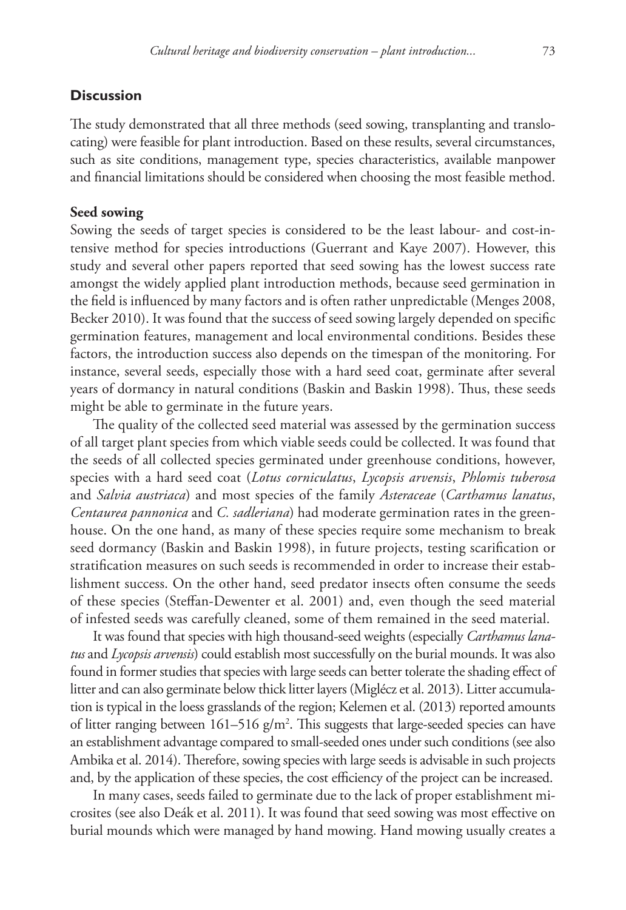## Discussion

The study demonstrated that all three methods (seed sowing, transplanting and translocating) were feasible for plant introduction. Based on these results, several circumstances, such as site conditions, management type, species characteristics, available manpower and financial limitations should be considered when choosing the most feasible method.

### Seed sowing

Sowing the seeds of target species is considered to be the least labour- and cost-intensive method for species introductions (Guerrant and Kaye 2007). However, this study and several other papers reported that seed sowing has the lowest success rate amongst the widely applied plant introduction methods, because seed germination in the field is influenced by many factors and is often rather unpredictable (Menges 2008, Becker 2010). It was found that the success of seed sowing largely depended on specific germination features, management and local environmental conditions. Besides these factors, the introduction success also depends on the timespan of the monitoring. For instance, several seeds, especially those with a hard seed coat, germinate after several years of dormancy in natural conditions (Baskin and Baskin 1998). Thus, these seeds might be able to germinate in the future years.

The quality of the collected seed material was assessed by the germination success of all target plant species from which viable seeds could be collected. It was found that the seeds of all collected species germinated under greenhouse conditions, however, species with a hard seed coat (*Lotus corniculatus*, *Lycopsis arvensis*, *Phlomis tuberosa* and *Salvia austriaca*) and most species of the family *Asteraceae* (*Carthamus lanatus*, *Centaurea pannonica* and *C. sadleriana*) had moderate germination rates in the greenhouse. On the one hand, as many of these species require some mechanism to break seed dormancy (Baskin and Baskin 1998), in future projects, testing scarification or stratification measures on such seeds is recommended in order to increase their establishment success. On the other hand, seed predator insects often consume the seeds of these species (Steffan-Dewenter et al. 2001) and, even though the seed material of infested seeds was carefully cleaned, some of them remained in the seed material.

It was found that species with high thousand-seed weights (especially *Carthamus lanatus* and *Lycopsis arvensis*) could establish most successfully on the burial mounds. It was also found in former studies that species with large seeds can better tolerate the shading effect of litter and can also germinate below thick litter layers (Miglécz et al. 2013). Litter accumulation is typical in the loess grasslands of the region; Kelemen et al. (2013) reported amounts of litter ranging between 161–516 g/m$^2$. This suggests that large-seeded species can have an establishment advantage compared to small-seeded ones under such conditions (see also Ambika et al. 2014). Therefore, sowing species with large seeds is advisable in such projects and, by the application of these species, the cost efficiency of the project can be increased.

In many cases, seeds failed to germinate due to the lack of proper establishment microsites (see also Deák et al. 2011). It was found that seed sowing was most effective on burial mounds which were managed by hand mowing. Hand mowing usually creates a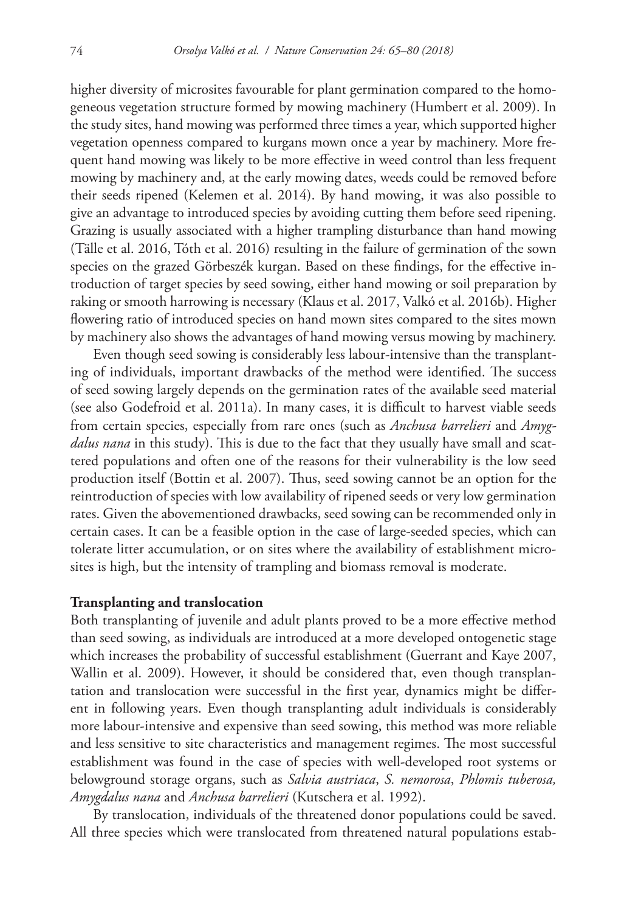higher diversity of microsites favourable for plant germination compared to the homogeneous vegetation structure formed by mowing machinery (Humbert et al. 2009). In the study sites, hand mowing was performed three times a year, which supported higher vegetation openness compared to kurgans mown once a year by machinery. More frequent hand mowing was likely to be more effective in weed control than less frequent mowing by machinery and, at the early mowing dates, weeds could be removed before their seeds ripened (Kelemen et al. 2014). By hand mowing, it was also possible to give an advantage to introduced species by avoiding cutting them before seed ripening. Grazing is usually associated with a higher trampling disturbance than hand mowing (Tälle et al. 2016, Tóth et al. 2016) resulting in the failure of germination of the sown species on the grazed Görbeszék kurgan. Based on these findings, for the effective introduction of target species by seed sowing, either hand mowing or soil preparation by raking or smooth harrowing is necessary (Klaus et al. 2017, Valkó et al. 2016b). Higher flowering ratio of introduced species on hand mown sites compared to the sites mown by machinery also shows the advantages of hand mowing versus mowing by machinery.

Even though seed sowing is considerably less labour-intensive than the transplanting of individuals, important drawbacks of the method were identified. The success of seed sowing largely depends on the germination rates of the available seed material (see also Godefroid et al. 2011a). In many cases, it is difficult to harvest viable seeds from certain species, especially from rare ones (such as *Anchusa barrelieri* and *Amygdalus nana* in this study). This is due to the fact that they usually have small and scattered populations and often one of the reasons for their vulnerability is the low seed production itself (Bottin et al. 2007). Thus, seed sowing cannot be an option for the reintroduction of species with low availability of ripened seeds or very low germination rates. Given the abovementioned drawbacks, seed sowing can be recommended only in certain cases. It can be a feasible option in the case of large-seeded species, which can tolerate litter accumulation, or on sites where the availability of establishment microsites is high, but the intensity of trampling and biomass removal is moderate.

**Transplanting and translocation**

Both transplanting of juvenile and adult plants proved to be a more effective method than seed sowing, as individuals are introduced at a more developed ontogenetic stage which increases the probability of successful establishment (Guerrant and Kaye 2007, Wallin et al. 2009). However, it should be considered that, even though transplantation and translocation were successful in the first year, dynamics might be different in following years. Even though transplanting adult individuals is considerably more labour-intensive and expensive than seed sowing, this method was more reliable and less sensitive to site characteristics and management regimes. The most successful establishment was found in the case of species with well-developed root systems or belowground storage organs, such as *Salvia austriaca*, *S. nemorosa*, *Phlomis tuberosa, Amygdalus nana* and *Anchusa barrelieri* (Kutschera et al. 1992).

By translocation, individuals of the threatened donor populations could be saved. All three species which were translocated from threatened natural populations estab-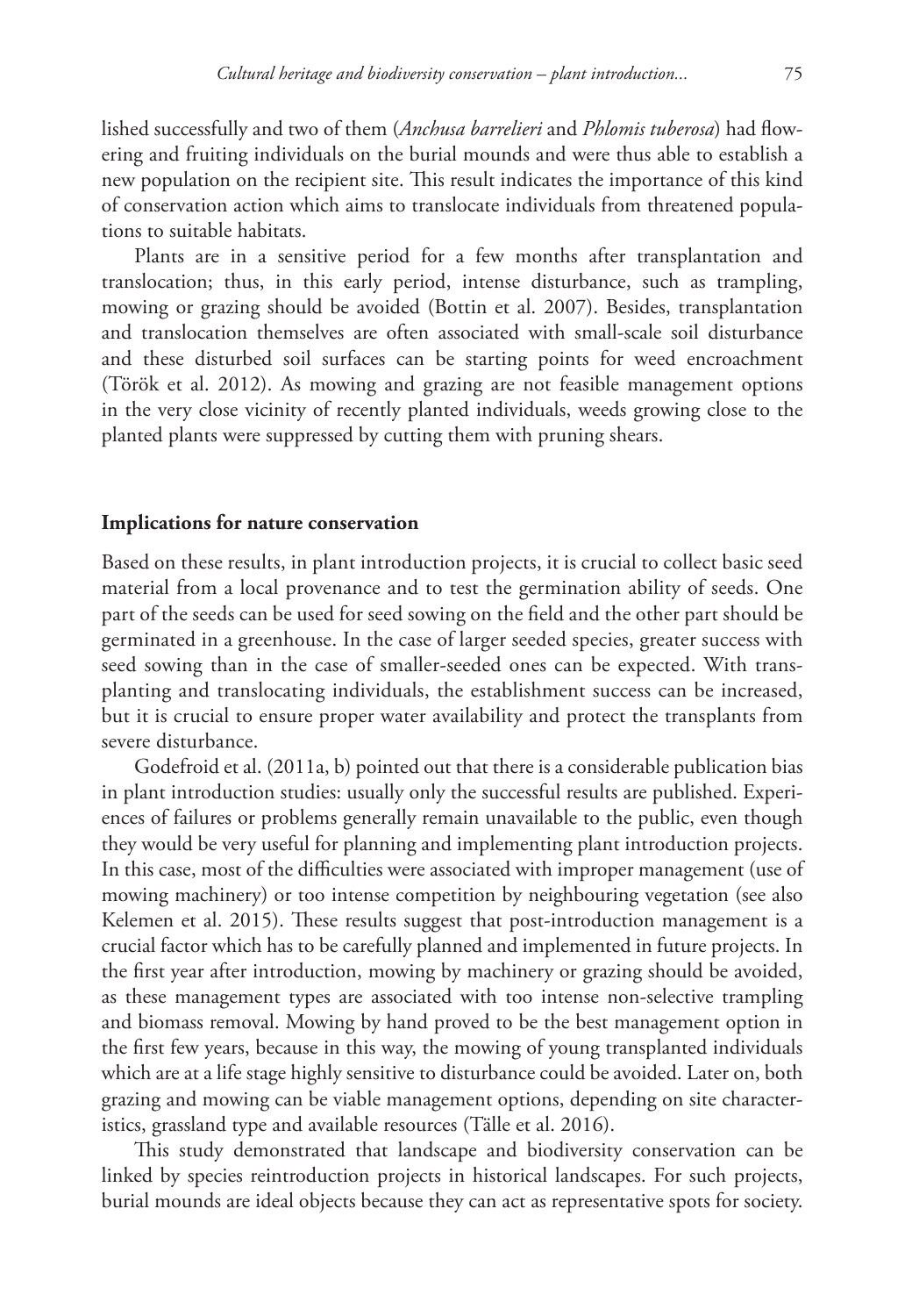lished successfully and two of them (*Anchusa barrelieri* and *Phlomis tuberosa*) had flowering and fruiting individuals on the burial mounds and were thus able to establish a new population on the recipient site. This result indicates the importance of this kind of conservation action which aims to translocate individuals from threatened populations to suitable habitats.

Plants are in a sensitive period for a few months after transplantation and translocation; thus, in this early period, intense disturbance, such as trampling, mowing or grazing should be avoided (Bottin et al. 2007). Besides, transplantation and translocation themselves are often associated with small-scale soil disturbance and these disturbed soil surfaces can be starting points for weed encroachment (Török et al. 2012). As mowing and grazing are not feasible management options in the very close vicinity of recently planted individuals, weeds growing close to the planted plants were suppressed by cutting them with pruning shears.

## Implications for nature conservation

Based on these results, in plant introduction projects, it is crucial to collect basic seed material from a local provenance and to test the germination ability of seeds. One part of the seeds can be used for seed sowing on the field and the other part should be germinated in a greenhouse. In the case of larger seeded species, greater success with seed sowing than in the case of smaller-seeded ones can be expected. With transplanting and translocating individuals, the establishment success can be increased, but it is crucial to ensure proper water availability and protect the transplants from severe disturbance.

Godefroid et al. (2011a, b) pointed out that there is a considerable publication bias in plant introduction studies: usually only the successful results are published. Experiences of failures or problems generally remain unavailable to the public, even though they would be very useful for planning and implementing plant introduction projects. In this case, most of the difficulties were associated with improper management (use of mowing machinery) or too intense competition by neighbouring vegetation (see also Kelemen et al. 2015). These results suggest that post-introduction management is a crucial factor which has to be carefully planned and implemented in future projects. In the first year after introduction, mowing by machinery or grazing should be avoided, as these management types are associated with too intense non-selective trampling and biomass removal. Mowing by hand proved to be the best management option in the first few years, because in this way, the mowing of young transplanted individuals which are at a life stage highly sensitive to disturbance could be avoided. Later on, both grazing and mowing can be viable management options, depending on site characteristics, grassland type and available resources (Tälle et al. 2016).

This study demonstrated that landscape and biodiversity conservation can be linked by species reintroduction projects in historical landscapes. For such projects, burial mounds are ideal objects because they can act as representative spots for society.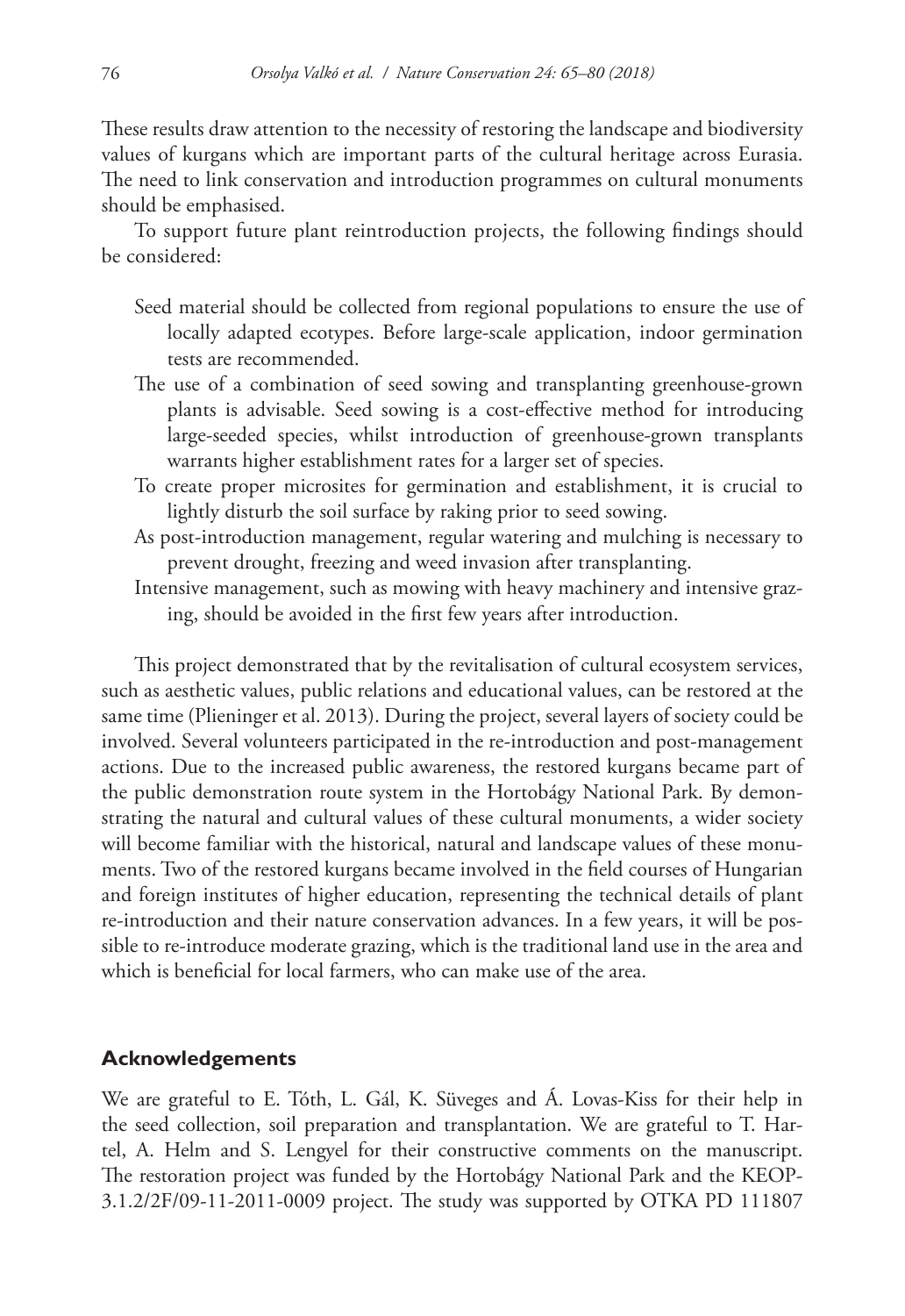These results draw attention to the necessity of restoring the landscape and biodiversity values of kurgans which are important parts of the cultural heritage across Eurasia. The need to link conservation and introduction programmes on cultural monuments should be emphasised.

To support future plant reintroduction projects, the following findings should be considered:

- Seed material should be collected from regional populations to ensure the use of locally adapted ecotypes. Before large-scale application, indoor germination tests are recommended.
- The use of a combination of seed sowing and transplanting greenhouse-grown plants is advisable. Seed sowing is a cost-effective method for introducing large-seeded species, whilst introduction of greenhouse-grown transplants warrants higher establishment rates for a larger set of species.
- To create proper microsites for germination and establishment, it is crucial to lightly disturb the soil surface by raking prior to seed sowing.
- As post-introduction management, regular watering and mulching is necessary to prevent drought, freezing and weed invasion after transplanting.
- Intensive management, such as mowing with heavy machinery and intensive grazing, should be avoided in the first few years after introduction.

This project demonstrated that by the revitalisation of cultural ecosystem services, such as aesthetic values, public relations and educational values, can be restored at the same time (Plieninger et al. 2013). During the project, several layers of society could be involved. Several volunteers participated in the re-introduction and post-management actions. Due to the increased public awareness, the restored kurgans became part of the public demonstration route system in the Hortobágy National Park. By demonstrating the natural and cultural values of these cultural monuments, a wider society will become familiar with the historical, natural and landscape values of these monuments. Two of the restored kurgans became involved in the field courses of Hungarian and foreign institutes of higher education, representing the technical details of plant re-introduction and their nature conservation advances. In a few years, it will be possible to re-introduce moderate grazing, which is the traditional land use in the area and which is beneficial for local farmers, who can make use of the area.

## Acknowledgements

We are grateful to E. Tóth, L. Gál, K. Süveges and Á. Lovas-Kiss for their help in the seed collection, soil preparation and transplantation. We are grateful to T. Hartel, A. Helm and S. Lengyel for their constructive comments on the manuscript. The restoration project was funded by the Hortobágy National Park and the KEOP-3.1.2/2F/09-11-2011-0009 project. The study was supported by OTKA PD 111807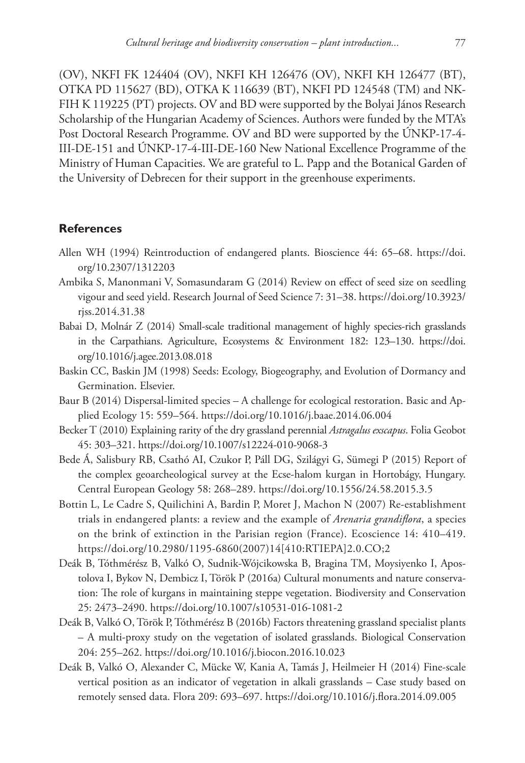(OV), NKFI FK 124404 (OV), NKFI KH 126476 (OV), NKFI KH 126477 (BT), OTKA PD 115627 (BD), OTKA K 116639 (BT), NKFI PD 124548 (TM) and NKFIH K 119225 (PT) projects. OV and BD were supported by the Bolyai János Research Scholarship of the Hungarian Academy of Sciences. Authors were funded by the MTA's Post Doctoral Research Programme. OV and BD were supported by the ÚNKP-17-4-III-DE-151 and ÚNKP-17-4-III-DE-160 New National Excellence Programme of the Ministry of Human Capacities. We are grateful to L. Papp and the Botanical Garden of the University of Debrecen for their support in the greenhouse experiments.

## References

Allen WH (1994) Reintroduction of endangered plants. Bioscience 44: 65–68. https://doi.org/10.2307/1312203

Ambika S, Manonmani V, Somasundaram G (2014) Review on effect of seed size on seedling vigour and seed yield. Research Journal of Seed Science 7: 31–38. https://doi.org/10.3923/rjss.2014.31.38

Babai D, Molnár Z (2014) Small-scale traditional management of highly species-rich grasslands in the Carpathians. Agriculture, Ecosystems & Environment 182: 123–130. https://doi.org/10.1016/j.agee.2013.08.018

Baskin CC, Baskin JM (1998) Seeds: Ecology, Biogeography, and Evolution of Dormancy and Germination. Elsevier.

Baur B (2014) Dispersal-limited species – A challenge for ecological restoration. Basic and Applied Ecology 15: 559–564. https://doi.org/10.1016/j.baae.2014.06.004

Becker T (2010) Explaining rarity of the dry grassland perennial *Astragalus exscapus*. Folia Geobot 45: 303–321. https://doi.org/10.1007/s12224-010-9068-3

Bede Á, Salisbury RB, Csathó AI, Czukor P, Páll DG, Szilágyi G, Sümegi P (2015) Report of the complex geoarcheological survey at the Ecse-halom kurgan in Hortobágy, Hungary. Central European Geology 58: 268–289. https://doi.org/10.1556/24.58.2015.3.5

Bottin L, Le Cadre S, Quilichini A, Bardin P, Moret J, Machon N (2007) Re-establishment trials in endangered plants: a review and the example of *Arenaria grandiflora*, a species on the brink of extinction in the Parisian region (France). Ecoscience 14: 410–419. https://doi.org/10.2980/1195-6860(2007)14[410:RTIEPA]2.0.CO;2

Deák B, Tóthmérész B, Valkó O, Sudnik-Wójcikowska B, Bragina TM, Moysiyenko I, Apostolova I, Bykov N, Dembicz I, Török P (2016a) Cultural monuments and nature conservation: The role of kurgans in maintaining steppe vegetation. Biodiversity and Conservation 25: 2473–2490. https://doi.org/10.1007/s10531-016-1081-2

Deák B, Valkó O, Török P, Tóthmérész B (2016b) Factors threatening grassland specialist plants – A multi-proxy study on the vegetation of isolated grasslands. Biological Conservation 204: 255–262. https://doi.org/10.1016/j.biocon.2016.10.023

Deák B, Valkó O, Alexander C, Mücke W, Kania A, Tamás J, Heilmeier H (2014) Fine-scale vertical position as an indicator of vegetation in alkali grasslands – Case study based on remotely sensed data. Flora 209: 693–697. https://doi.org/10.1016/j.flora.2014.09.005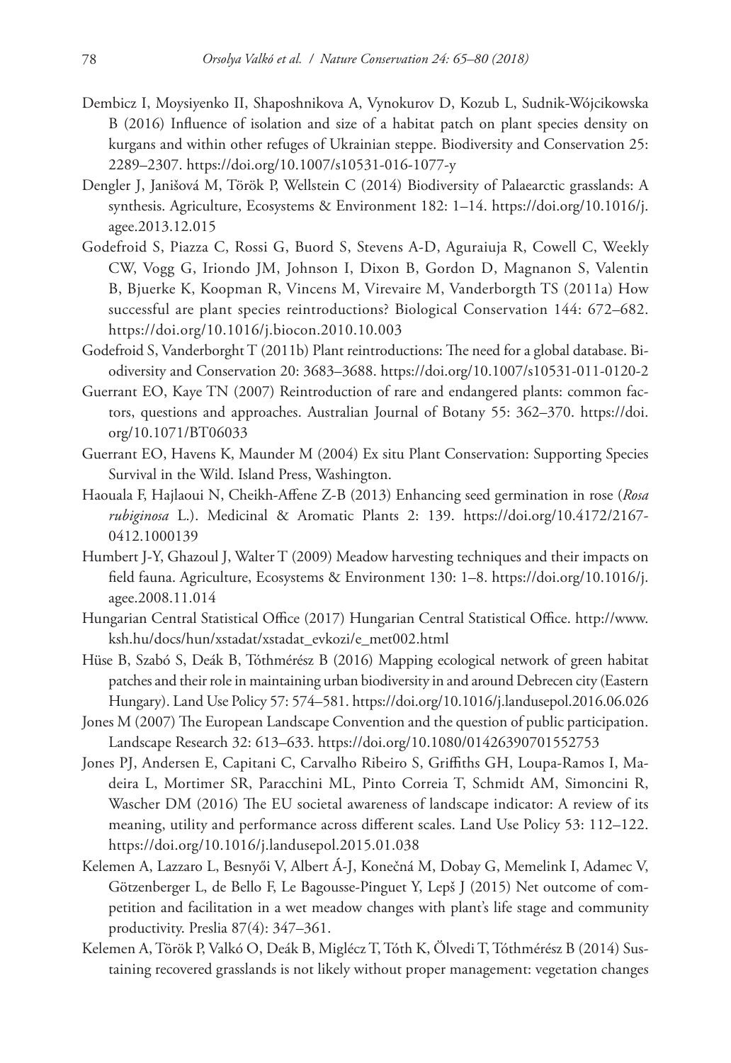Dembicz I, Moysiyenko II, Shaposhnikova A, Vynokurov D, Kozub L, Sudnik-Wójcikowska B (2016) Influence of isolation and size of a habitat patch on plant species density on kurgans and within other refuges of Ukrainian steppe. Biodiversity and Conservation 25: 2289–2307. https://doi.org/10.1007/s10531-016-1077-y

Dengler J, Janišová M, Török P, Wellstein C (2014) Biodiversity of Palaearctic grasslands: A synthesis. Agriculture, Ecosystems & Environment 182: 1–14. https://doi.org/10.1016/j.agee.2013.12.015

Godefroid S, Piazza C, Rossi G, Buord S, Stevens A-D, Aguraiuja R, Cowell C, Weekly CW, Vogg G, Iriondo JM, Johnson I, Dixon B, Gordon D, Magnanon S, Valentin B, Bjuerke K, Koopman R, Vincens M, Virevaire M, Vanderborgth TS (2011a) How successful are plant species reintroductions? Biological Conservation 144: 672–682. https://doi.org/10.1016/j.biocon.2010.10.003

Godefroid S, Vanderborght T (2011b) Plant reintroductions: The need for a global database. Biodiversity and Conservation 20: 3683–3688. https://doi.org/10.1007/s10531-011-0120-2

Guerrant EO, Kaye TN (2007) Reintroduction of rare and endangered plants: common factors, questions and approaches. Australian Journal of Botany 55: 362–370. https://doi.org/10.1071/BT06033

Guerrant EO, Havens K, Maunder M (2004) Ex situ Plant Conservation: Supporting Species Survival in the Wild. Island Press, Washington.

Haouala F, Hajlaoui N, Cheikh-Affene Z-B (2013) Enhancing seed germination in rose (*Rosa rubiginosa* L.). Medicinal & Aromatic Plants 2: 139. https://doi.org/10.4172/2167-0412.1000139

Humbert J-Y, Ghazoul J, Walter T (2009) Meadow harvesting techniques and their impacts on field fauna. Agriculture, Ecosystems & Environment 130: 1–8. https://doi.org/10.1016/j.agee.2008.11.014

Hungarian Central Statistical Office (2017) Hungarian Central Statistical Office. http://www.ksh.hu/docs/hun/xstadat/xstadat_evkozi/e_met002.html

Hüse B, Szabó S, Deák B, Tóthmérész B (2016) Mapping ecological network of green habitat patches and their role in maintaining urban biodiversity in and around Debrecen city (Eastern Hungary). Land Use Policy 57: 574–581. https://doi.org/10.1016/j.landusepol.2016.06.026

Jones M (2007) The European Landscape Convention and the question of public participation. Landscape Research 32: 613–633. https://doi.org/10.1080/01426390701552753

Jones PJ, Andersen E, Capitani C, Carvalho Ribeiro S, Griffiths GH, Loupa-Ramos I, Madeira L, Mortimer SR, Paracchini ML, Pinto Correia T, Schmidt AM, Simoncini R, Wascher DM (2016) The EU societal awareness of landscape indicator: A review of its meaning, utility and performance across different scales. Land Use Policy 53: 112–122. https://doi.org/10.1016/j.landusepol.2015.01.038

Kelemen A, Lazzaro L, Besnyői V, Albert Á-J, Konečná M, Dobay G, Memelink I, Adamec V, Götzenberger L, de Bello F, Le Bagousse-Pinguet Y, Lepš J (2015) Net outcome of competition and facilitation in a wet meadow changes with plant's life stage and community productivity. Preslia 87(4): 347–361.

Kelemen A, Török P, Valkó O, Deák B, Miglécz T, Tóth K, Ölvedi T, Tóthmérész B (2014) Sustaining recovered grasslands is not likely without proper management: vegetation changes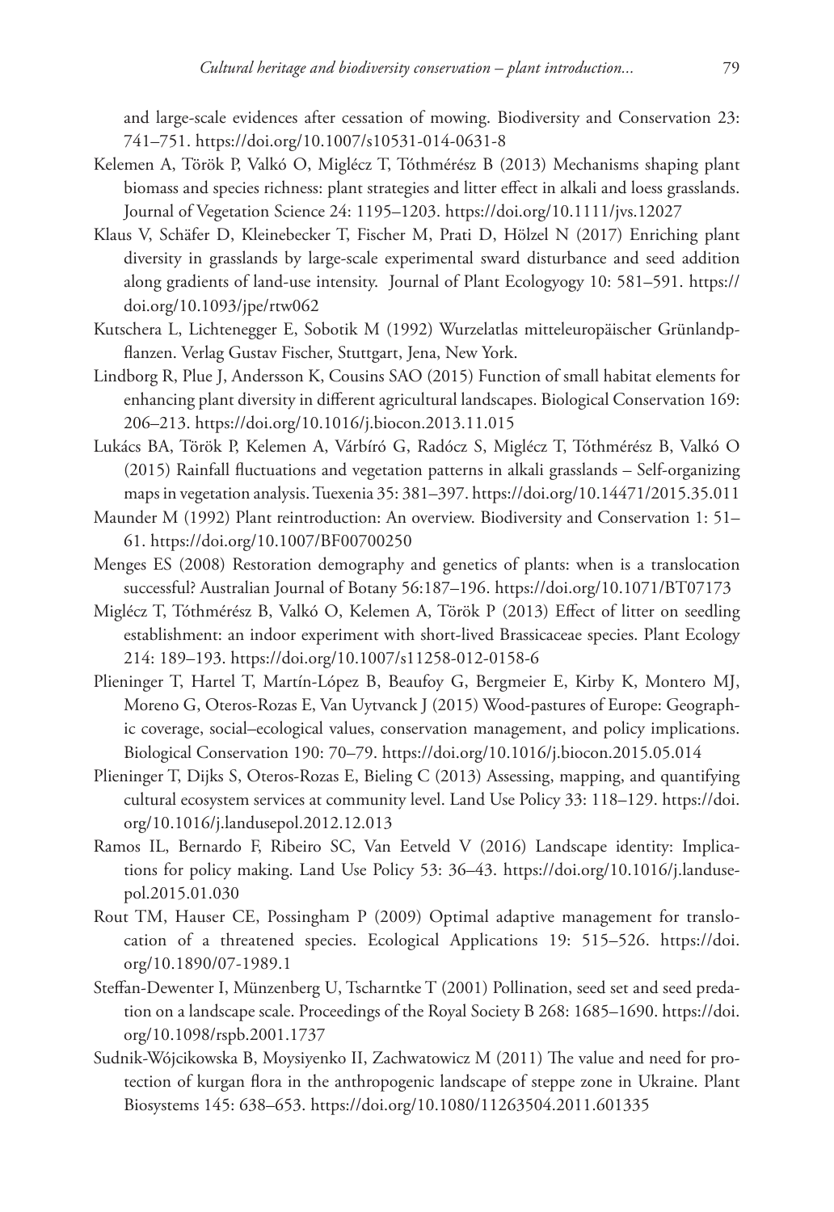and large-scale evidences after cessation of mowing. Biodiversity and Conservation 23: 741–751. https://doi.org/10.1007/s10531-014-0631-8

Kelemen A, Török P, Valkó O, Miglécz T, Tóthmérész B (2013) Mechanisms shaping plant biomass and species richness: plant strategies and litter effect in alkali and loess grasslands. Journal of Vegetation Science 24: 1195–1203. https://doi.org/10.1111/jvs.12027

Klaus V, Schäfer D, Kleinebecker T, Fischer M, Prati D, Hölzel N (2017) Enriching plant diversity in grasslands by large-scale experimental sward disturbance and seed addition along gradients of land-use intensity. Journal of Plant Ecologyogy 10: 581–591. https://doi.org/10.1093/jpe/rtw062

Kutschera L, Lichtenegger E, Sobotik M (1992) Wurzelatlas mitteleuropäischer Grünlandpflanzen. Verlag Gustav Fischer, Stuttgart, Jena, New York.

Lindborg R, Plue J, Andersson K, Cousins SAO (2015) Function of small habitat elements for enhancing plant diversity in different agricultural landscapes. Biological Conservation 169: 206–213. https://doi.org/10.1016/j.biocon.2013.11.015

Lukács BA, Török P, Kelemen A, Várbíró G, Radócz S, Miglécz T, Tóthmérész B, Valkó O (2015) Rainfall fluctuations and vegetation patterns in alkali grasslands – Self-organizing maps in vegetation analysis. Tuexenia 35: 381–397. https://doi.org/10.14471/2015.35.011

Maunder M (1992) Plant reintroduction: An overview. Biodiversity and Conservation 1: 51–61. https://doi.org/10.1007/BF00700250

Menges ES (2008) Restoration demography and genetics of plants: when is a translocation successful? Australian Journal of Botany 56:187–196. https://doi.org/10.1071/BT07173

Miglécz T, Tóthmérész B, Valkó O, Kelemen A, Török P (2013) Effect of litter on seedling establishment: an indoor experiment with short-lived Brassicaceae species. Plant Ecology 214: 189–193. https://doi.org/10.1007/s11258-012-0158-6

Plieninger T, Hartel T, Martín-López B, Beaufoy G, Bergmeier E, Kirby K, Montero MJ, Moreno G, Oteros-Rozas E, Van Uytvanck J (2015) Wood-pastures of Europe: Geographic coverage, social–ecological values, conservation management, and policy implications. Biological Conservation 190: 70–79. https://doi.org/10.1016/j.biocon.2015.05.014

Plieninger T, Dijks S, Oteros-Rozas E, Bieling C (2013) Assessing, mapping, and quantifying cultural ecosystem services at community level. Land Use Policy 33: 118–129. https://doi.org/10.1016/j.landusepol.2012.12.013

Ramos IL, Bernardo F, Ribeiro SC, Van Eetveld V (2016) Landscape identity: Implications for policy making. Land Use Policy 53: 36–43. https://doi.org/10.1016/j.landusepol.2015.01.030

Rout TM, Hauser CE, Possingham P (2009) Optimal adaptive management for translocation of a threatened species. Ecological Applications 19: 515–526. https://doi.org/10.1890/07-1989.1

Steffan-Dewenter I, Münzenberg U, Tscharntke T (2001) Pollination, seed set and seed predation on a landscape scale. Proceedings of the Royal Society B 268: 1685–1690. https://doi.org/10.1098/rspb.2001.1737

Sudnik-Wójcikowska B, Moysiyenko II, Zachwatowicz M (2011) The value and need for protection of kurgan flora in the anthropogenic landscape of steppe zone in Ukraine. Plant Biosystems 145: 638–653. https://doi.org/10.1080/11263504.2011.601335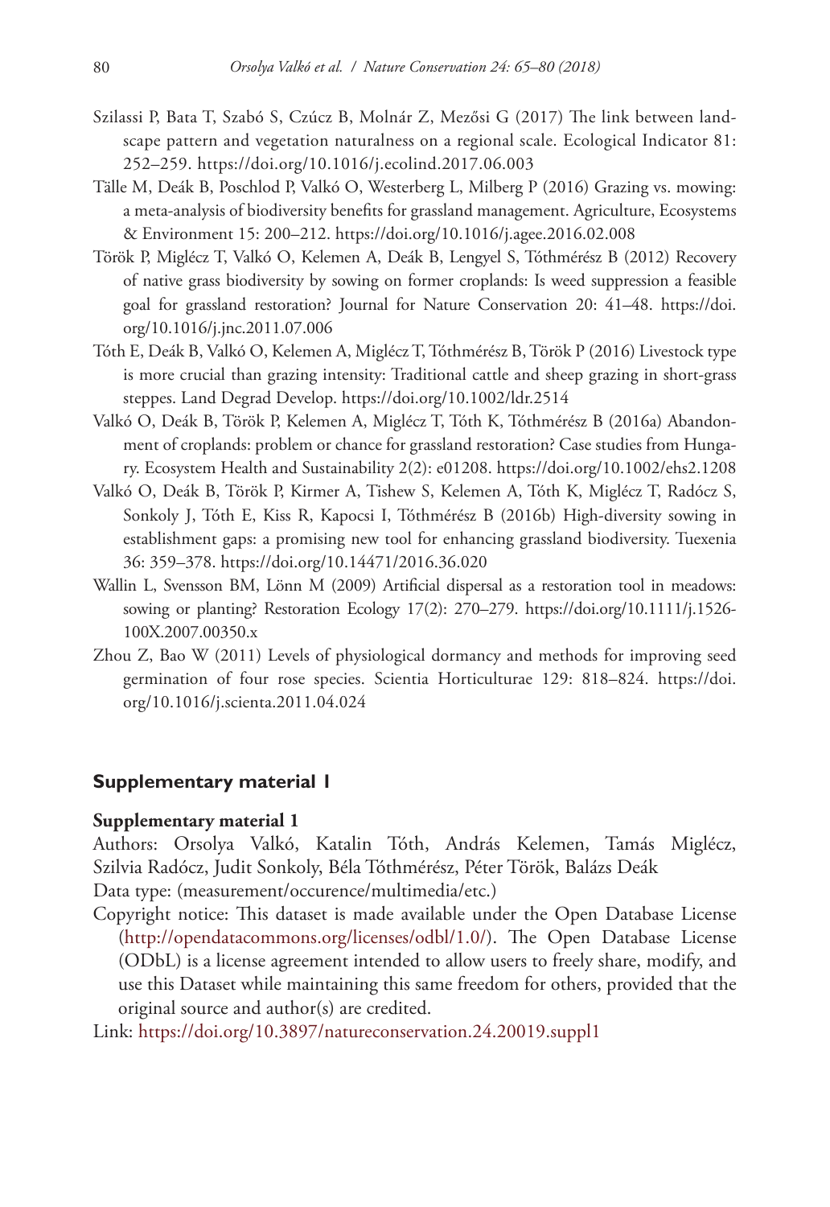Szilassi P, Bata T, Szabó S, Czúcz B, Molnár Z, Mezősi G (2017) The link between landscape pattern and vegetation naturalness on a regional scale. Ecological Indicator 81: 252–259. https://doi.org/10.1016/j.ecolind.2017.06.003

Tälle M, Deák B, Poschlod P, Valkó O, Westerberg L, Milberg P (2016) Grazing vs. mowing: a meta-analysis of biodiversity benefits for grassland management. Agriculture, Ecosystems & Environment 15: 200–212. https://doi.org/10.1016/j.agee.2016.02.008

Török P, Miglécz T, Valkó O, Kelemen A, Deák B, Lengyel S, Tóthmérész B (2012) Recovery of native grass biodiversity by sowing on former croplands: Is weed suppression a feasible goal for grassland restoration? Journal for Nature Conservation 20: 41–48. https://doi.org/10.1016/j.jnc.2011.07.006

Tóth E, Deák B, Valkó O, Kelemen A, Miglécz T, Tóthmérész B, Török P (2016) Livestock type is more crucial than grazing intensity: Traditional cattle and sheep grazing in short-grass steppes. Land Degrad Develop. https://doi.org/10.1002/ldr.2514

Valkó O, Deák B, Török P, Kelemen A, Miglécz T, Tóth K, Tóthmérész B (2016a) Abandonment of croplands: problem or chance for grassland restoration? Case studies from Hungary. Ecosystem Health and Sustainability 2(2): e01208. https://doi.org/10.1002/ehs2.1208

Valkó O, Deák B, Török P, Kirmer A, Tishew S, Kelemen A, Tóth K, Miglécz T, Radócz S, Sonkoly J, Tóth E, Kiss R, Kapocsi I, Tóthmérész B (2016b) High-diversity sowing in establishment gaps: a promising new tool for enhancing grassland biodiversity. Tuexenia 36: 359–378. https://doi.org/10.14471/2016.36.020

Wallin L, Svensson BM, Lönn M (2009) Artificial dispersal as a restoration tool in meadows: sowing or planting? Restoration Ecology 17(2): 270–279. https://doi.org/10.1111/j.1526-100X.2007.00350.x

Zhou Z, Bao W (2011) Levels of physiological dormancy and methods for improving seed germination of four rose species. Scientia Horticulturae 129: 818–824. https://doi.org/10.1016/j.scienta.2011.04.024

## Supplementary material 1

**Supplementary material 1**

Authors: Orsolya Valkó, Katalin Tóth, András Kelemen, Tamás Miglécz, Szilvia Radócz, Judit Sonkoly, Béla Tóthmérész, Péter Török, Balázs Deák

Data type: (measurement/occurence/multimedia/etc.)

Copyright notice: This dataset is made available under the Open Database License (http://opendatacommons.org/licenses/odbl/1.0/). The Open Database License (ODbL) is a license agreement intended to allow users to freely share, modify, and use this Dataset while maintaining this same freedom for others, provided that the original source and author(s) are credited.

Link: https://doi.org/10.3897/natureconservation.24.20019.suppl1